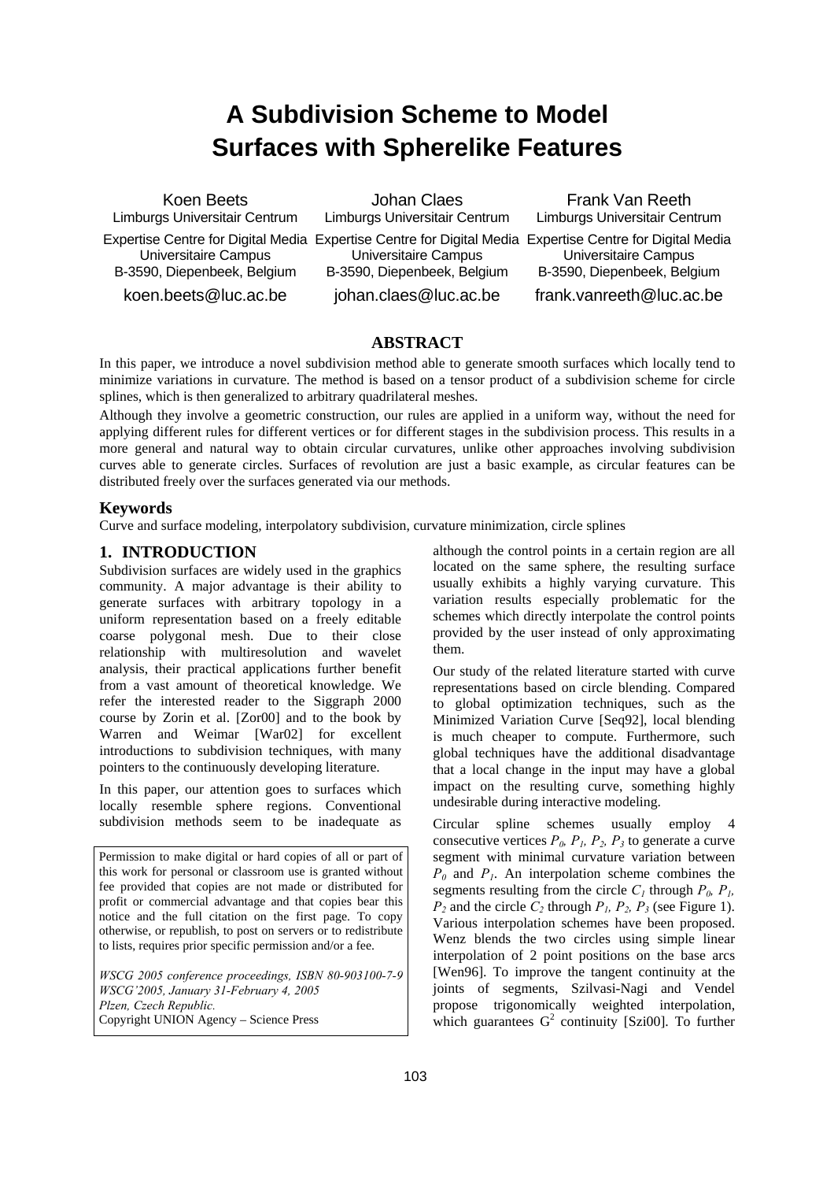# A Subdivision Scheme to Model Surfaces with Spherelike Features

| Koen Beets | Johan Claes | Frank Van Reeth |
|---|---|---|
| Limburgs Universitair Centrum | Limburgs Universitair Centrum | Limburgs Universitair Centrum |
| Expertise Centre for Digital Media | Expertise Centre for Digital Media | Expertise Centre for Digital Media |
| Universitaire Campus | Universitaire Campus | Universitaire Campus |
| B-3590, Diepenbeek, Belgium | B-3590, Diepenbeek, Belgium | B-3590, Diepenbeek, Belgium |
| koen.beets@luc.ac.be | johan.claes@luc.ac.be | frank.vanreeth@luc.ac.be |

## ABSTRACT

In this paper, we introduce a novel subdivision method able to generate smooth surfaces which locally tend to minimize variations in curvature. The method is based on a tensor product of a subdivision scheme for circle splines, which is then generalized to arbitrary quadrilateral meshes.

Although they involve a geometric construction, our rules are applied in a uniform way, without the need for applying different rules for different vertices or for different stages in the subdivision process. This results in a more general and natural way to obtain circular curvatures, unlike other approaches involving subdivision curves able to generate circles. Surfaces of revolution are just a basic example, as circular features can be distributed freely over the surfaces generated via our methods.

### Keywords

Curve and surface modeling, interpolatory subdivision, curvature minimization, circle splines

## 1. INTRODUCTION

Subdivision surfaces are widely used in the graphics community. A major advantage is their ability to generate surfaces with arbitrary topology in a uniform representation based on a freely editable coarse polygonal mesh. Due to their close relationship with multiresolution and wavelet analysis, their practical applications further benefit from a vast amount of theoretical knowledge. We refer the interested reader to the Siggraph 2000 course by Zorin et al. [Zor00] and to the book by Warren and Weimar [War02] for excellent introductions to subdivision techniques, with many pointers to the continuously developing literature.

In this paper, our attention goes to surfaces which locally resemble sphere regions. Conventional subdivision methods seem to be inadequate as although the control points in a certain region are all located on the same sphere, the resulting surface usually exhibits a highly varying curvature. This variation results especially problematic for the schemes which directly interpolate the control points provided by the user instead of only approximating them.

Our study of the related literature started with curve representations based on circle blending. Compared to global optimization techniques, such as the Minimized Variation Curve [Seq92], local blending is much cheaper to compute. Furthermore, such global techniques have the additional disadvantage that a local change in the input may have a global impact on the resulting curve, something highly undesirable during interactive modeling.

Circular spline schemes usually employ 4 consecutive vertices $P_0$, $P_1$, $P_2$, $P_3$ to generate a curve segment with minimal curvature variation between $P_0$ and $P_1$. An interpolation scheme combines the segments resulting from the circle $C_1$ through $P_0$, $P_1$, $P_2$ and the circle $C_2$ through $P_1$, $P_2$, $P_3$ (see Figure 1). Various interpolation schemes have been proposed. Wenz blends the two circles using simple linear interpolation of 2 point positions on the base arcs [Wen96]. To improve the tangent continuity at the joints of segments, Szilvasi-Nagi and Vendel propose trigonomically weighted interpolation, which guarantees $G^2$ continuity [Szi00]. To further

Permission to make digital or hard copies of all or part of this work for personal or classroom use is granted without fee provided that copies are not made or distributed for profit or commercial advantage and that copies bear this notice and the full citation on the first page. To copy otherwise, or republish, to post on servers or to redistribute to lists, requires prior specific permission and/or a fee.

*WSCG 2005 conference proceedings, ISBN 80-903100-7-9*
*WSCG'2005, January 31-February 4, 2005*
*Plzen, Czech Republic.*
Copyright UNION Agency – Science Press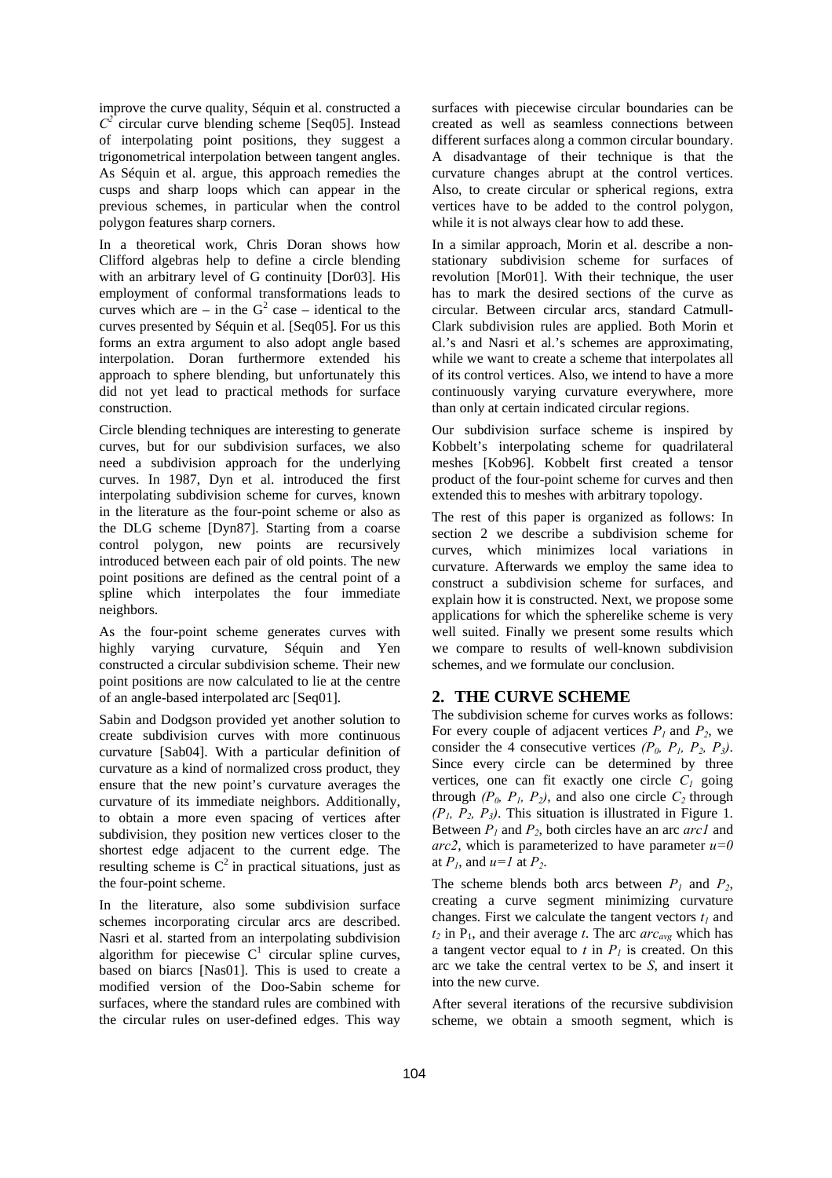improve the curve quality, Séquin et al. constructed a $C^2$ circular curve blending scheme [Seq05]. Instead of interpolating point positions, they suggest a trigonometrical interpolation between tangent angles. As Séquin et al. argue, this approach remedies the cusps and sharp loops which can appear in the previous schemes, in particular when the control polygon features sharp corners.

In a theoretical work, Chris Doran shows how Clifford algebras help to define a circle blending with an arbitrary level of G continuity [Dor03]. His employment of conformal transformations leads to curves which are – in the $G^2$ case – identical to the curves presented by Séquin et al. [Seq05]. For us this forms an extra argument to also adopt angle based interpolation. Doran furthermore extended his approach to sphere blending, but unfortunately this did not yet lead to practical methods for surface construction.

Circle blending techniques are interesting to generate curves, but for our subdivision surfaces, we also need a subdivision approach for the underlying curves. In 1987, Dyn et al. introduced the first interpolating subdivision scheme for curves, known in the literature as the four-point scheme or also as the DLG scheme [Dyn87]. Starting from a coarse control polygon, new points are recursively introduced between each pair of old points. The new point positions are defined as the central point of a spline which interpolates the four immediate neighbors.

As the four-point scheme generates curves with highly varying curvature, Séquin and Yen constructed a circular subdivision scheme. Their new point positions are now calculated to lie at the centre of an angle-based interpolated arc [Seq01].

Sabin and Dodgson provided yet another solution to create subdivision curves with more continuous curvature [Sab04]. With a particular definition of curvature as a kind of normalized cross product, they ensure that the new point's curvature averages the curvature of its immediate neighbors. Additionally, to obtain a more even spacing of vertices after subdivision, they position new vertices closer to the shortest edge adjacent to the current edge. The resulting scheme is $C^2$ in practical situations, just as the four-point scheme.

In the literature, also some subdivision surface schemes incorporating circular arcs are described. Nasri et al. started from an interpolating subdivision algorithm for piecewise $C^1$ circular spline curves, based on biarcs [Nas01]. This is used to create a modified version of the Doo-Sabin scheme for surfaces, where the standard rules are combined with the circular rules on user-defined edges. This way surfaces with piecewise circular boundaries can be created as well as seamless connections between different surfaces along a common circular boundary. A disadvantage of their technique is that the curvature changes abrupt at the control vertices. Also, to create circular or spherical regions, extra vertices have to be added to the control polygon, while it is not always clear how to add these.

In a similar approach, Morin et al. describe a non-stationary subdivision scheme for surfaces of revolution [Mor01]. With their technique, the user has to mark the desired sections of the curve as circular. Between circular arcs, standard Catmull-Clark subdivision rules are applied. Both Morin et al.'s and Nasri et al.'s schemes are approximating, while we want to create a scheme that interpolates all of its control vertices. Also, we intend to have a more continuously varying curvature everywhere, more than only at certain indicated circular regions.

Our subdivision surface scheme is inspired by Kobbelt's interpolating scheme for quadrilateral meshes [Kob96]. Kobbelt first created a tensor product of the four-point scheme for curves and then extended this to meshes with arbitrary topology.

The rest of this paper is organized as follows: In section 2 we describe a subdivision scheme for curves, which minimizes local variations in curvature. Afterwards we employ the same idea to construct a subdivision scheme for surfaces, and explain how it is constructed. Next, we propose some applications for which the spherelike scheme is very well suited. Finally we present some results which we compare to results of well-known subdivision schemes, and we formulate our conclusion.

## 2. THE CURVE SCHEME

The subdivision scheme for curves works as follows: For every couple of adjacent vertices $P_1$ and $P_2$, we consider the 4 consecutive vertices $(P_0, P_1, P_2, P_3)$. Since every circle can be determined by three vertices, one can fit exactly one circle $C_1$ going through $(P_0, P_1, P_2)$, and also one circle $C_2$ through $(P_1, P_2, P_3)$. This situation is illustrated in Figure 1. Between $P_1$ and $P_2$, both circles have an arc *arc1* and *arc2*, which is parameterized to have parameter $u=0$ at $P_1$, and $u=1$ at $P_2$.

The scheme blends both arcs between $P_1$ and $P_2$, creating a curve segment minimizing curvature changes. First we calculate the tangent vectors $t_1$ and $t_2$ in $P_1$, and their average $t$. The arc $arc_{avg}$ which has a tangent vector equal to $t$ in $P_1$ is created. On this arc we take the central vertex to be $S$, and insert it into the new curve.

After several iterations of the recursive subdivision scheme, we obtain a smooth segment, which is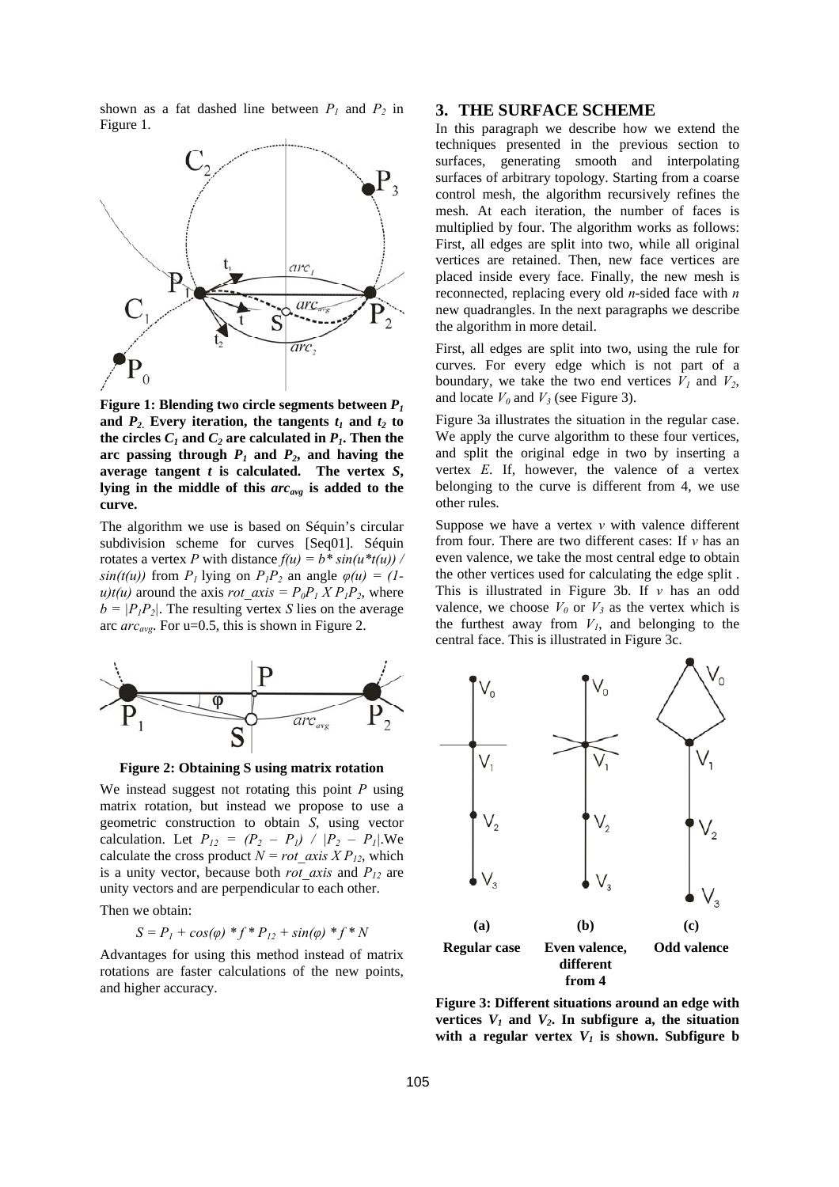shown as a fat dashed line between $P_1$ and $P_2$ in Figure 1.

**Figure 1: Blending two circle segments between $P_1$ and $P_2$. Every iteration, the tangents $t_1$ and $t_2$ to the circles $C_1$ and $C_2$ are calculated in $P_1$. Then the arc passing through $P_1$ and $P_2$, and having the average tangent $t$ is calculated. The vertex $S$, lying in the middle of this $arc_{avg}$ is added to the curve.**

The algorithm we use is based on Séquin's circular subdivision scheme for curves [Seq01]. Séquin rotates a vertex $P$ with distance $f(u) = b * sin(u*t(u)) / sin(t(u))$ from $P_1$ lying on $P_1P_2$ an angle $\varphi(u) = (1-u)t(u)$ around the axis $rot\_axis = P_0P_1 \; X \; P_1P_2$, where $b = |P_1P_2|$. The resulting vertex $S$ lies on the average arc $arc_{avg}$. For u=0.5, this is shown in Figure 2.

**Figure 2: Obtaining S using matrix rotation**

We instead suggest not rotating this point $P$ using matrix rotation, but instead we propose to use a geometric construction to obtain $S$, using vector calculation. Let $P_{12} = (P_2 - P_1) / |P_2 - P_1|$.We calculate the cross product $N = rot\_axis \; X \; P_{12}$, which is a unity vector, because both $rot\_axis$ and $P_{12}$ are unity vectors and are perpendicular to each other.

Then we obtain:

$$S = P_1 + cos(\varphi) * f * P_{12} + sin(\varphi) * f * N$$

Advantages for using this method instead of matrix rotations are faster calculations of the new points, and higher accuracy.

## 3. THE SURFACE SCHEME

In this paragraph we describe how we extend the techniques presented in the previous section to surfaces, generating smooth and interpolating surfaces of arbitrary topology. Starting from a coarse control mesh, the algorithm recursively refines the mesh. At each iteration, the number of faces is multiplied by four. The algorithm works as follows: First, all edges are split into two, while all original vertices are retained. Then, new face vertices are placed inside every face. Finally, the new mesh is reconnected, replacing every old *n*-sided face with *n* new quadrangles. In the next paragraphs we describe the algorithm in more detail.

First, all edges are split into two, using the rule for curves. For every edge which is not part of a boundary, we take the two end vertices $V_1$ and $V_2$, and locate $V_0$ and $V_3$ (see Figure 3).

Figure 3a illustrates the situation in the regular case. We apply the curve algorithm to these four vertices, and split the original edge in two by inserting a vertex $E$. If, however, the valence of a vertex belonging to the curve is different from 4, we use other rules.

Suppose we have a vertex $v$ with valence different from four. There are two different cases: If $v$ has an even valence, we take the most central edge to obtain the other vertices used for calculating the edge split . This is illustrated in Figure 3b. If $v$ has an odd valence, we choose $V_0$ or $V_3$ as the vertex which is the furthest away from $V_1$, and belonging to the central face. This is illustrated in Figure 3c.

| (a) | (b) | (c) |
|---|---|---|
| Regular case | Even valence, different from 4 | Odd valence |

**Figure 3: Different situations around an edge with vertices $V_1$ and $V_2$. In subfigure a, the situation with a regular vertex $V_1$ is shown. Subfigure b**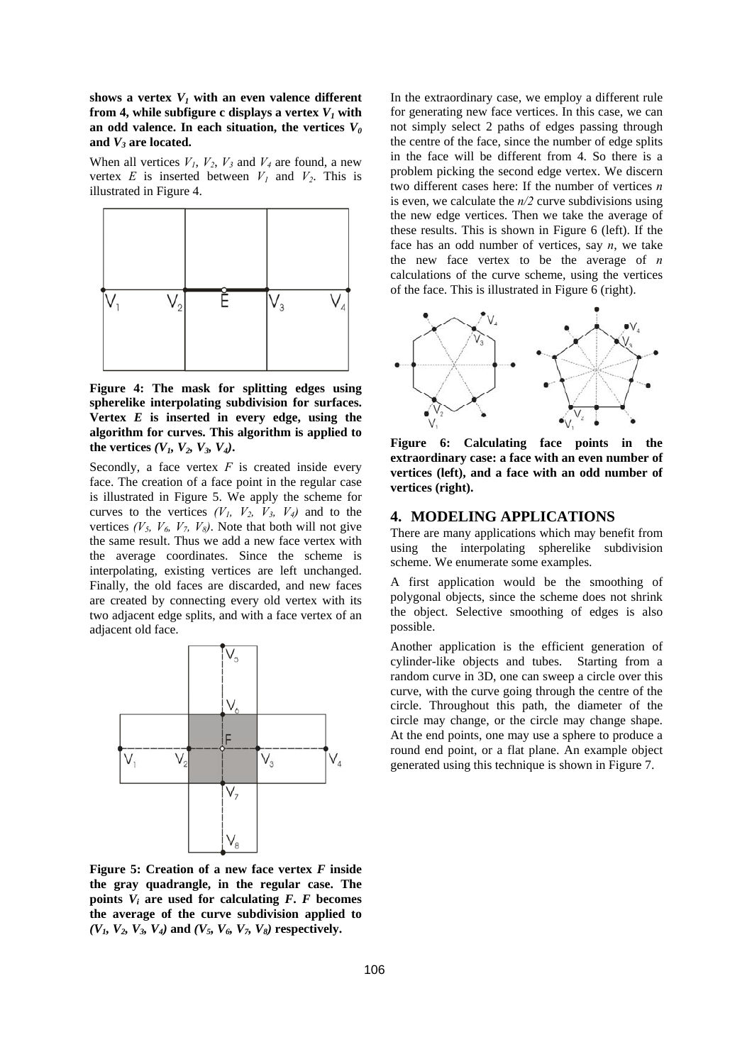**shows a vertex $V_1$ with an even valence different from 4, while subfigure c displays a vertex $V_1$ with an odd valence. In each situation, the vertices $V_0$ and $V_3$ are located.**

When all vertices $V_1$, $V_2$, $V_3$ and $V_4$ are found, a new vertex $E$ is inserted between $V_1$ and $V_2$. This is illustrated in Figure 4.

**Figure 4: The mask for splitting edges using spherelike interpolating subdivision for surfaces. Vertex $E$ is inserted in every edge, using the algorithm for curves. This algorithm is applied to the vertices $(V_1, V_2, V_3, V_4)$.**

Secondly, a face vertex $F$ is created inside every face. The creation of a face point in the regular case is illustrated in Figure 5. We apply the scheme for curves to the vertices $(V_1, V_2, V_3, V_4)$ and to the vertices $(V_5, V_6, V_7, V_8)$. Note that both will not give the same result. Thus we add a new face vertex with the average coordinates. Since the scheme is interpolating, existing vertices are left unchanged. Finally, the old faces are discarded, and new faces are created by connecting every old vertex with its two adjacent edge splits, and with a face vertex of an adjacent old face.

**Figure 5: Creation of a new face vertex $F$ inside the gray quadrangle, in the regular case. The points $V_i$ are used for calculating $F$. $F$ becomes the average of the curve subdivision applied to $(V_1, V_2, V_3, V_4)$ and $(V_5, V_6, V_7, V_8)$ respectively.**

In the extraordinary case, we employ a different rule for generating new face vertices. In this case, we can not simply select 2 paths of edges passing through the centre of the face, since the number of edge splits in the face will be different from 4. So there is a problem picking the second edge vertex. We discern two different cases here: If the number of vertices $n$ is even, we calculate the $n/2$ curve subdivisions using the new edge vertices. Then we take the average of these results. This is shown in Figure 6 (left). If the face has an odd number of vertices, say $n$, we take the new face vertex to be the average of $n$ calculations of the curve scheme, using the vertices of the face. This is illustrated in Figure 6 (right).

**Figure 6: Calculating face points in the extraordinary case: a face with an even number of vertices (left), and a face with an odd number of vertices (right).**

## 4. MODELING APPLICATIONS

There are many applications which may benefit from using the interpolating spherelike subdivision scheme. We enumerate some examples.

A first application would be the smoothing of polygonal objects, since the scheme does not shrink the object. Selective smoothing of edges is also possible.

Another application is the efficient generation of cylinder-like objects and tubes. Starting from a random curve in 3D, one can sweep a circle over this curve, with the curve going through the centre of the circle. Throughout this path, the diameter of the circle may change, or the circle may change shape. At the end points, one may use a sphere to produce a round end point, or a flat plane. An example object generated using this technique is shown in Figure 7.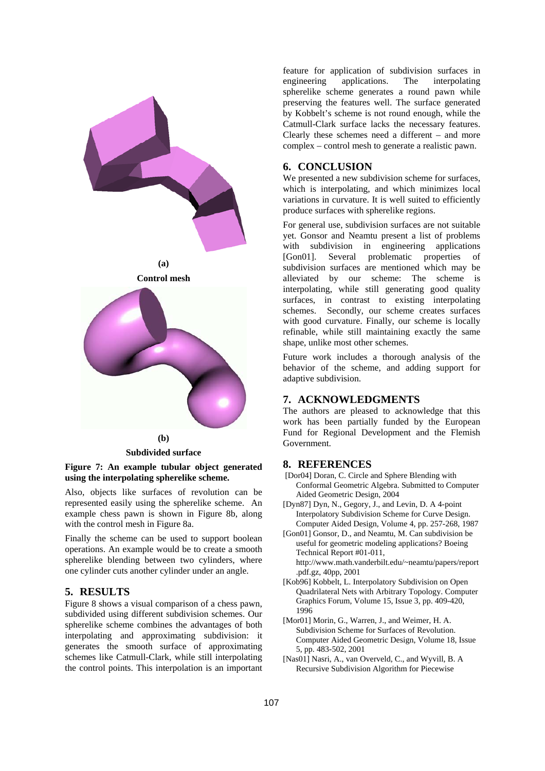(a)

**Control mesh**

(b)

**Subdivided surface**

**Figure 7: An example tubular object generated using the interpolating spherelike scheme.**

Also, objects like surfaces of revolution can be represented easily using the spherelike scheme. An example chess pawn is shown in Figure 8b, along with the control mesh in Figure 8a.

Finally the scheme can be used to support boolean operations. An example would be to create a smooth spherelike blending between two cylinders, where one cylinder cuts another cylinder under an angle.

## 5. RESULTS

Figure 8 shows a visual comparison of a chess pawn, subdivided using different subdivision schemes. Our spherelike scheme combines the advantages of both interpolating and approximating subdivision: it generates the smooth surface of approximating schemes like Catmull-Clark, while still interpolating the control points. This interpolation is an important feature for application of subdivision surfaces in engineering applications. The interpolating spherelike scheme generates a round pawn while preserving the features well. The surface generated by Kobbelt's scheme is not round enough, while the Catmull-Clark surface lacks the necessary features. Clearly these schemes need a different – and more complex – control mesh to generate a realistic pawn.

## 6. CONCLUSION

We presented a new subdivision scheme for surfaces, which is interpolating, and which minimizes local variations in curvature. It is well suited to efficiently produce surfaces with spherelike regions.

For general use, subdivision surfaces are not suitable yet. Gonsor and Neamtu present a list of problems with subdivision in engineering applications [Gon01]. Several problematic properties of subdivision surfaces are mentioned which may be alleviated by our scheme: The scheme is interpolating, while still generating good quality surfaces, in contrast to existing interpolating schemes. Secondly, our scheme creates surfaces with good curvature. Finally, our scheme is locally refinable, while still maintaining exactly the same shape, unlike most other schemes.

Future work includes a thorough analysis of the behavior of the scheme, and adding support for adaptive subdivision.

## 7. ACKNOWLEDGMENTS

The authors are pleased to acknowledge that this work has been partially funded by the European Fund for Regional Development and the Flemish Government.

## 8. REFERENCES

[Dor04] Doran, C. Circle and Sphere Blending with Conformal Geometric Algebra. Submitted to Computer Aided Geometric Design, 2004

[Dyn87] Dyn, N., Gegory, J., and Levin, D. A 4-point Interpolatory Subdivision Scheme for Curve Design. Computer Aided Design, Volume 4, pp. 257-268, 1987

[Gon01] Gonsor, D., and Neamtu, M. Can subdivision be useful for geometric modeling applications? Boeing Technical Report #01-011, http://www.math.vanderbilt.edu/~neamtu/papers/report.pdf.gz, 40pp, 2001

[Kob96] Kobbelt, L. Interpolatory Subdivision on Open Quadrilateral Nets with Arbitrary Topology. Computer Graphics Forum, Volume 15, Issue 3, pp. 409-420, 1996

[Mor01] Morin, G., Warren, J., and Weimer, H. A. Subdivision Scheme for Surfaces of Revolution. Computer Aided Geometric Design, Volume 18, Issue 5, pp. 483-502, 2001

[Nas01] Nasri, A., van Overveld, C., and Wyvill, B. A Recursive Subdivision Algorithm for Piecewise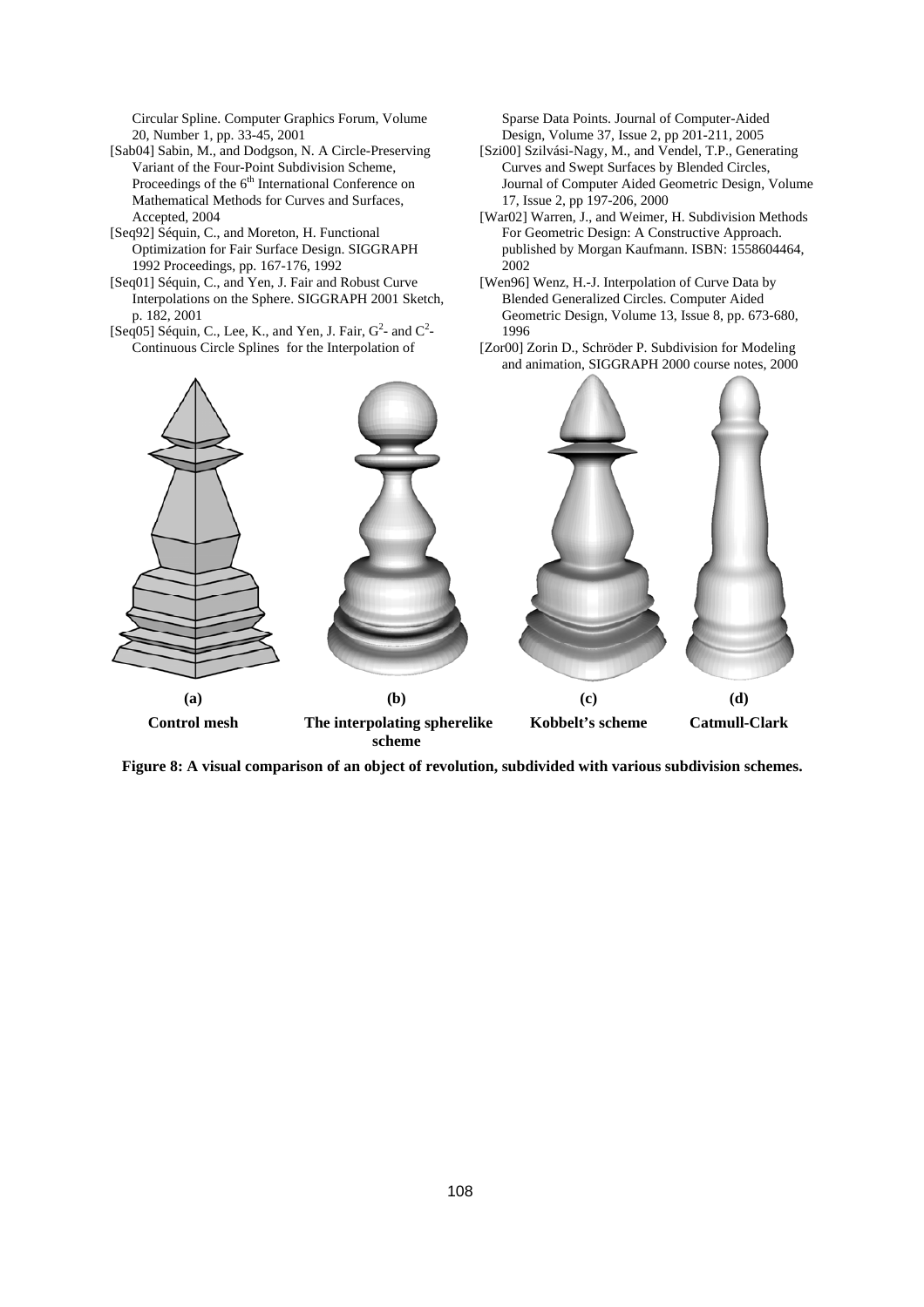Circular Spline. Computer Graphics Forum, Volume 20, Number 1, pp. 33-45, 2001

[Sab04] Sabin, M., and Dodgson, N. A Circle-Preserving Variant of the Four-Point Subdivision Scheme, Proceedings of the 6th International Conference on Mathematical Methods for Curves and Surfaces, Accepted, 2004

[Seq92] Séquin, C., and Moreton, H. Functional Optimization for Fair Surface Design. SIGGRAPH 1992 Proceedings, pp. 167-176, 1992

[Seq01] Séquin, C., and Yen, J. Fair and Robust Curve Interpolations on the Sphere. SIGGRAPH 2001 Sketch, p. 182, 2001

[Seq05] Séquin, C., Lee, K., and Yen, J. Fair, $G^2$- and $C^2$-Continuous Circle Splines for the Interpolation of Sparse Data Points. Journal of Computer-Aided Design, Volume 37, Issue 2, pp 201-211, 2005

[Szi00] Szilvási-Nagy, M., and Vendel, T.P., Generating Curves and Swept Surfaces by Blended Circles, Journal of Computer Aided Geometric Design, Volume 17, Issue 2, pp 197-206, 2000

[War02] Warren, J., and Weimer, H. Subdivision Methods For Geometric Design: A Constructive Approach. published by Morgan Kaufmann. ISBN: 1558604464, 2002

[Wen96] Wenz, H.-J. Interpolation of Curve Data by Blended Generalized Circles. Computer Aided Geometric Design, Volume 13, Issue 8, pp. 673-680, 1996

[Zor00] Zorin D., Schröder P. Subdivision for Modeling and animation, SIGGRAPH 2000 course notes, 2000

**(a)** **Control mesh**

**(b)** **The interpolating spherelike scheme**

**(c)** **Kobbelt's scheme**

**(d)** **Catmull-Clark**

**Figure 8: A visual comparison of an object of revolution, subdivided with various subdivision schemes.**